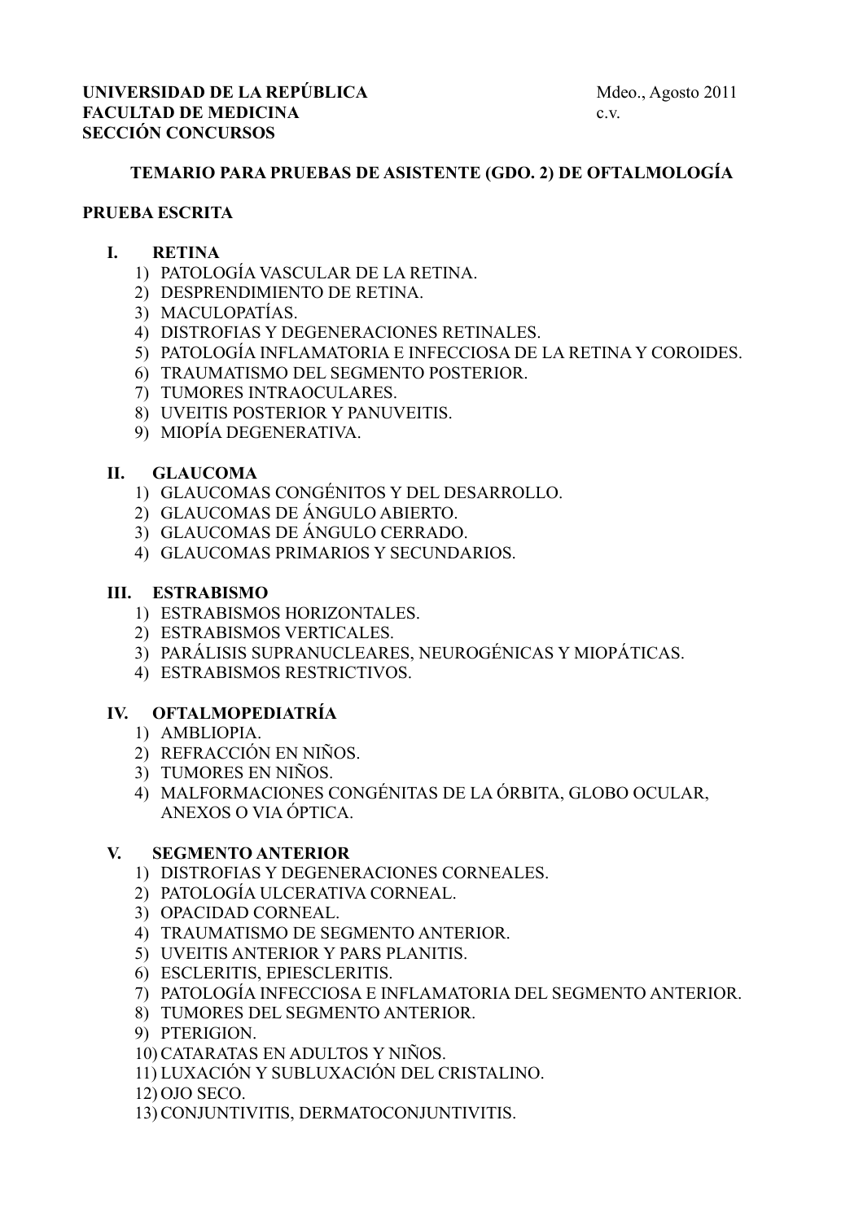**UNIVERSIDAD DE LA REPÚBLICA** Mdeo., Agosto 2011
**FACULTAD DE MEDICINA** c.v.
**SECCIÓN CONCURSOS**

## TEMARIO PARA PRUEBAS DE ASISTENTE (GDO. 2) DE OFTALMOLOGÍA

### PRUEBA ESCRITA

**I. RETINA**

1) PATOLOGÍA VASCULAR DE LA RETINA.
2) DESPRENDIMIENTO DE RETINA.
3) MACULOPATÍAS.
4) DISTROFIAS Y DEGENERACIONES RETINALES.
5) PATOLOGÍA INFLAMATORIA E INFECCIOSA DE LA RETINA Y COROIDES.
6) TRAUMATISMO DEL SEGMENTO POSTERIOR.
7) TUMORES INTRAOCULARES.
8) UVEITIS POSTERIOR Y PANUVEITIS.
9) MIOPÍA DEGENERATIVA.

**II. GLAUCOMA**

1) GLAUCOMAS CONGÉNITOS Y DEL DESARROLLO.
2) GLAUCOMAS DE ÁNGULO ABIERTO.
3) GLAUCOMAS DE ÁNGULO CERRADO.
4) GLAUCOMAS PRIMARIOS Y SECUNDARIOS.

**III. ESTRABISMO**

1) ESTRABISMOS HORIZONTALES.
2) ESTRABISMOS VERTICALES.
3) PARÁLISIS SUPRANUCLEARES, NEUROGÉNICAS Y MIOPÁTICAS.
4) ESTRABISMOS RESTRICTIVOS.

**IV. OFTALMOPEDIATRÍA**

1) AMBLIOPIA.
2) REFRACCIÓN EN NIÑOS.
3) TUMORES EN NIÑOS.
4) MALFORMACIONES CONGÉNITAS DE LA ÓRBITA, GLOBO OCULAR, ANEXOS O VIA ÓPTICA.

**V. SEGMENTO ANTERIOR**

1) DISTROFIAS Y DEGENERACIONES CORNEALES.
2) PATOLOGÍA ULCERATIVA CORNEAL.
3) OPACIDAD CORNEAL.
4) TRAUMATISMO DE SEGMENTO ANTERIOR.
5) UVEITIS ANTERIOR Y PARS PLANITIS.
6) ESCLERITIS, EPIESCLERITIS.
7) PATOLOGÍA INFECCIOSA E INFLAMATORIA DEL SEGMENTO ANTERIOR.
8) TUMORES DEL SEGMENTO ANTERIOR.
9) PTERIGION.
10) CATARATAS EN ADULTOS Y NIÑOS.
11) LUXACIÓN Y SUBLUXACIÓN DEL CRISTALINO.
12) OJO SECO.
13) CONJUNTIVITIS, DERMATOCONJUNTIVITIS.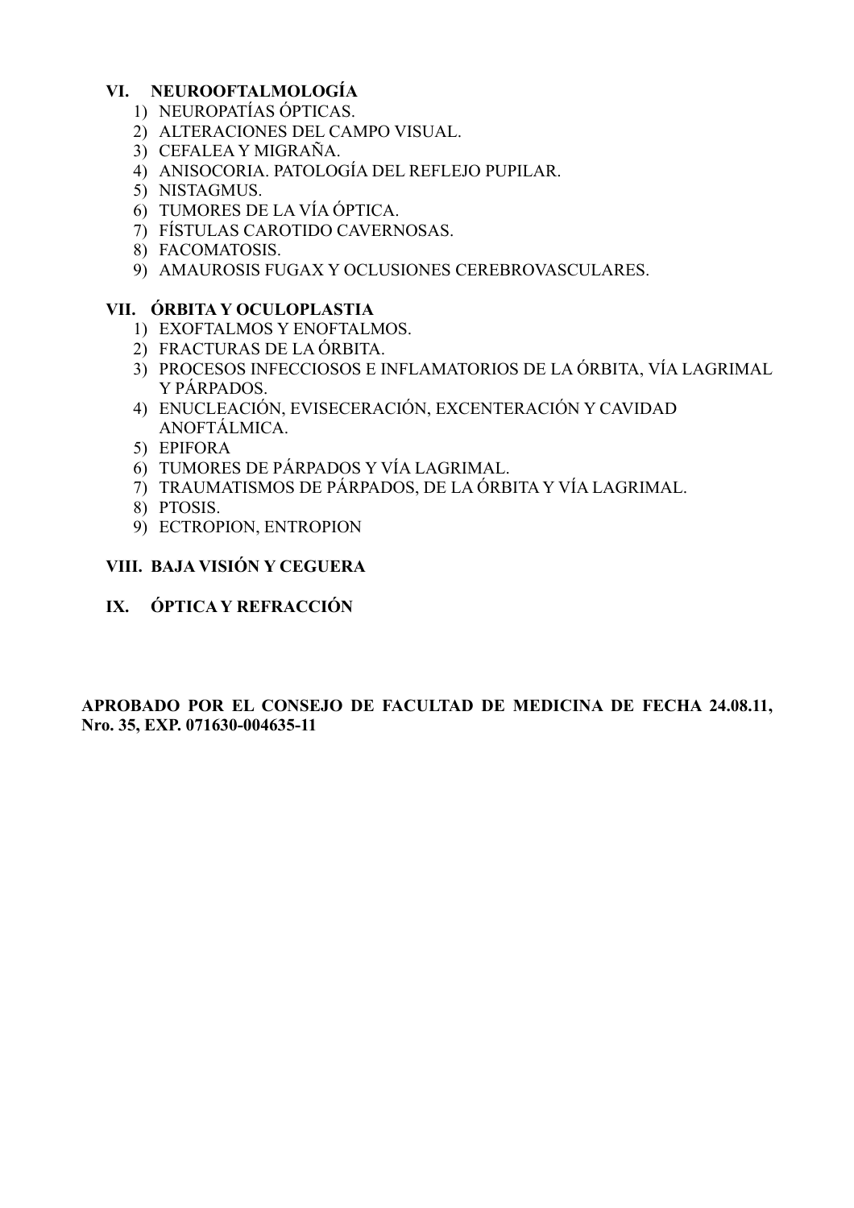## VI. NEUROOFTALMOLOGÍA

1) NEUROPATÍAS ÓPTICAS.
2) ALTERACIONES DEL CAMPO VISUAL.
3) CEFALEA Y MIGRAÑA.
4) ANISOCORIA. PATOLOGÍA DEL REFLEJO PUPILAR.
5) NISTAGMUS.
6) TUMORES DE LA VÍA ÓPTICA.
7) FÍSTULAS CAROTIDO CAVERNOSAS.
8) FACOMATOSIS.
9) AMAUROSIS FUGAX Y OCLUSIONES CEREBROVASCULARES.

## VII. ÓRBITA Y OCULOPLASTIA

1) EXOFTALMOS Y ENOFTALMOS.
2) FRACTURAS DE LA ÓRBITA.
3) PROCESOS INFECCIOSOS E INFLAMATORIOS DE LA ÓRBITA, VÍA LAGRIMAL Y PÁRPADOS.
4) ENUCLEACIÓN, EVISECERACIÓN, EXCENTERACIÓN Y CAVIDAD ANOFTÁLMICA.
5) EPIFORA
6) TUMORES DE PÁRPADOS Y VÍA LAGRIMAL.
7) TRAUMATISMOS DE PÁRPADOS, DE LA ÓRBITA Y VÍA LAGRIMAL.
8) PTOSIS.
9) ECTROPION, ENTROPION

## VIII. BAJA VISIÓN Y CEGUERA

## IX. ÓPTICA Y REFRACCIÓN

**APROBADO POR EL CONSEJO DE FACULTAD DE MEDICINA DE FECHA 24.08.11, Nro. 35, EXP. 071630-004635-11**